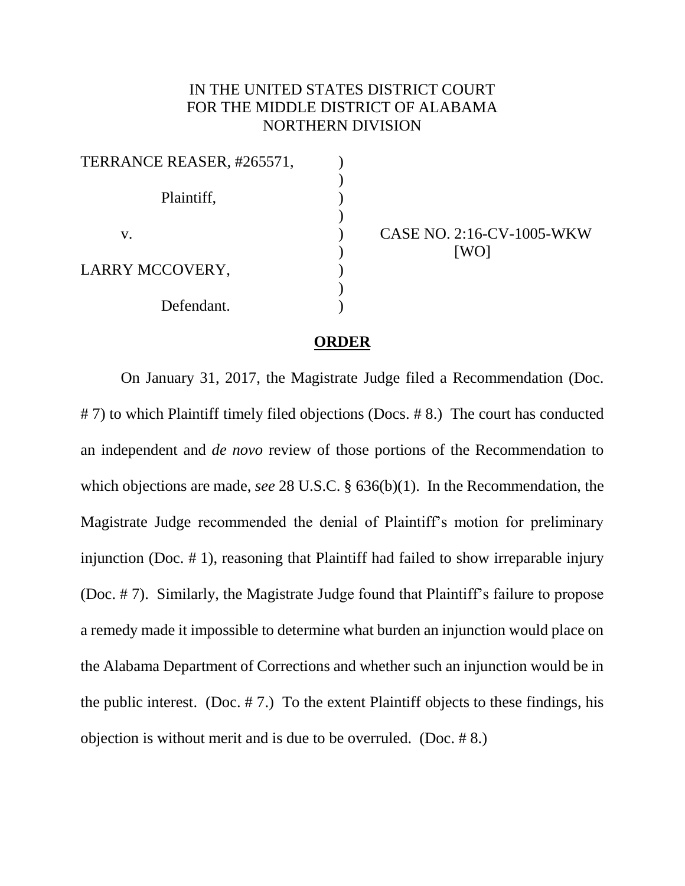IN THE UNITED STATES DISTRICT COURT
FOR THE MIDDLE DISTRICT OF ALABAMA
NORTHERN DIVISION

| | | |
|---|---|---|
| TERRANCE REASER, #265571, | ) | |
| | ) | |
| Plaintiff, | ) | |
| | ) | |
| v. | ) | CASE NO. 2:16-CV-1005-WKW |
| | ) | [WO] |
| LARRY MCCOVERY, | ) | |
| | ) | |
| Defendant. | ) | |

**ORDER**

On January 31, 2017, the Magistrate Judge filed a Recommendation (Doc. # 7) to which Plaintiff timely filed objections (Docs. # 8.) The court has conducted an independent and *de novo* review of those portions of the Recommendation to which objections are made, *see* 28 U.S.C. § 636(b)(1). In the Recommendation, the Magistrate Judge recommended the denial of Plaintiff's motion for preliminary injunction (Doc. # 1), reasoning that Plaintiff had failed to show irreparable injury (Doc. # 7). Similarly, the Magistrate Judge found that Plaintiff's failure to propose a remedy made it impossible to determine what burden an injunction would place on the Alabama Department of Corrections and whether such an injunction would be in the public interest. (Doc. # 7.) To the extent Plaintiff objects to these findings, his objection is without merit and is due to be overruled. (Doc. # 8.)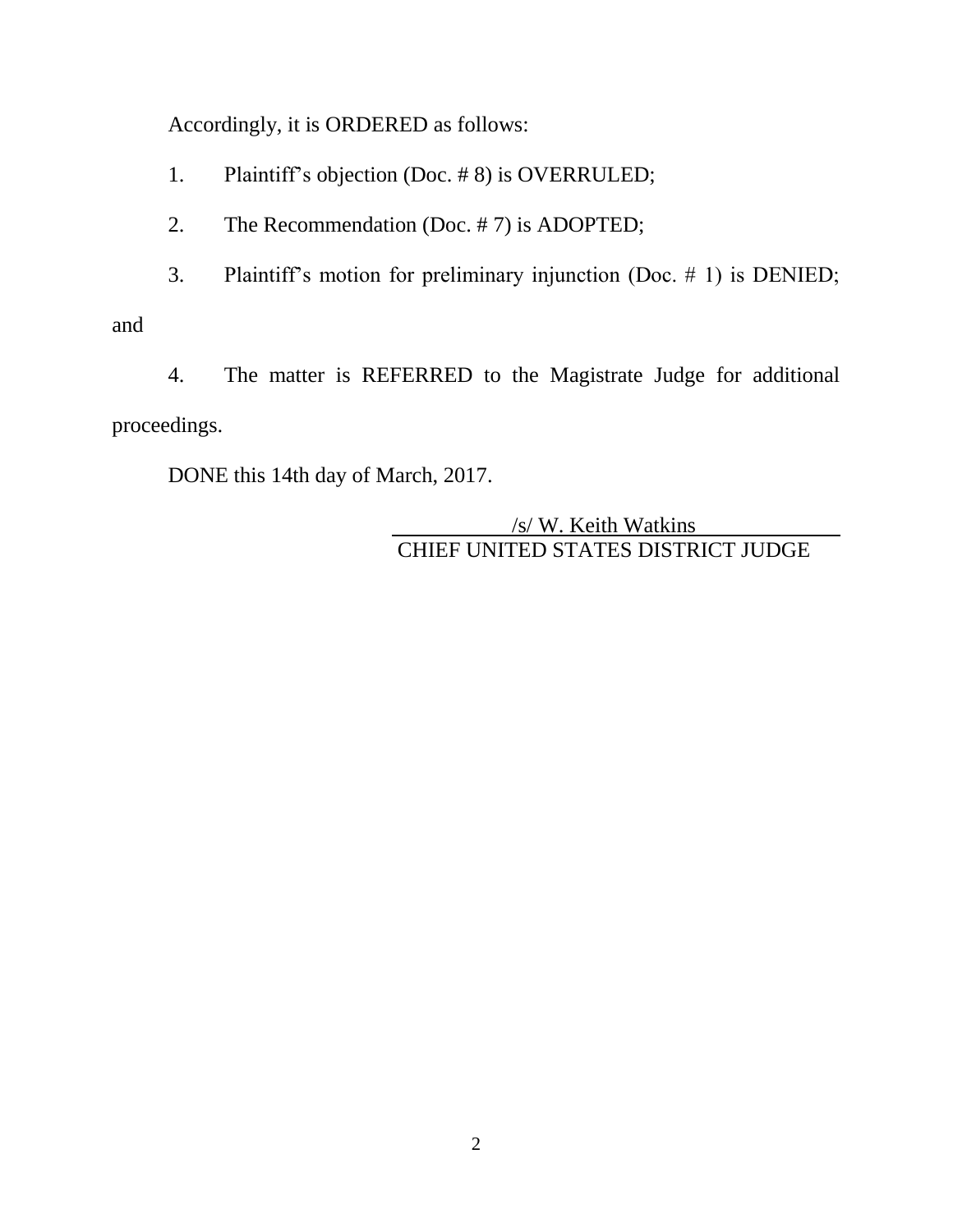Accordingly, it is ORDERED as follows:

1. Plaintiff's objection (Doc. # 8) is OVERRULED;

2. The Recommendation (Doc. # 7) is ADOPTED;

3. Plaintiff's motion for preliminary injunction (Doc. # 1) is DENIED; and

4. The matter is REFERRED to the Magistrate Judge for additional proceedings.

DONE this 14th day of March, 2017.

/s/ W. Keith Watkins
CHIEF UNITED STATES DISTRICT JUDGE